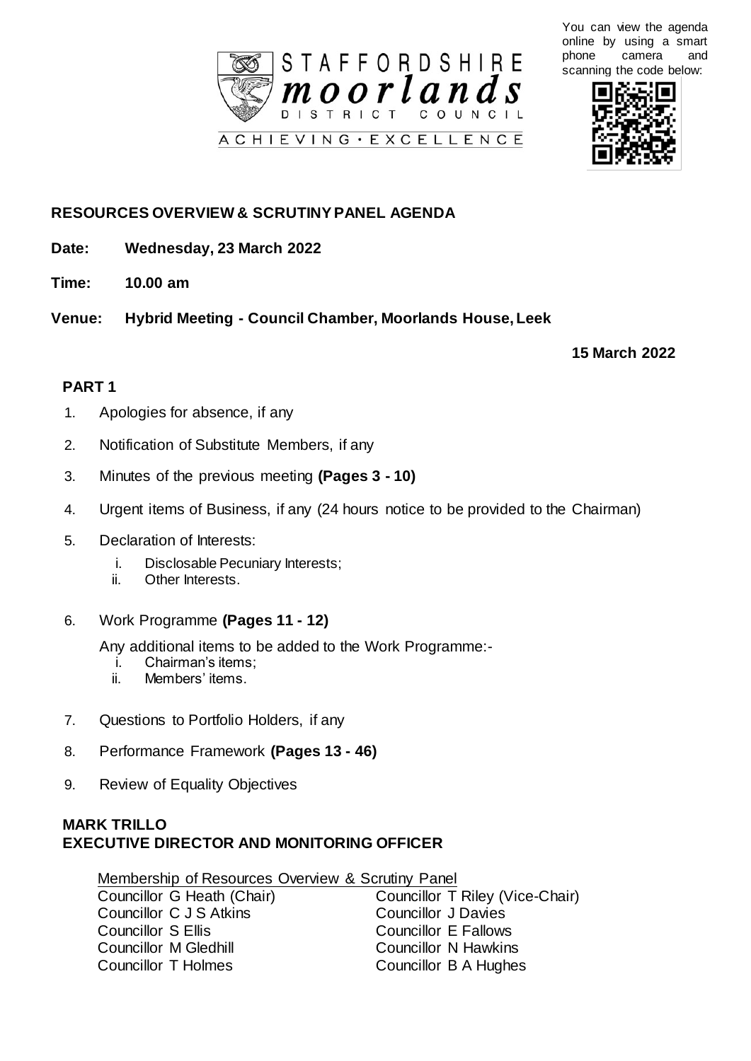You can view the agenda online by using a smart phone camera and scanning the code below:

STAFFORDSHIRE moorlands DISTRICT COUNCIL

ACHIEVING • EXCELLENCE

# RESOURCES OVERVIEW & SCRUTINY PANEL AGENDA

**Date: Wednesday, 23 March 2022**

**Time: 10.00 am**

**Venue: Hybrid Meeting - Council Chamber, Moorlands House, Leek**

**15 March 2022**

## PART 1

1. Apologies for absence, if any
2. Notification of Substitute Members, if any
3. Minutes of the previous meeting **(Pages 3 - 10)**
4. Urgent items of Business, if any (24 hours notice to be provided to the Chairman)
5. Declaration of Interests:
   i. Disclosable Pecuniary Interests;
   ii. Other Interests.
6. Work Programme **(Pages 11 - 12)**

   Any additional items to be added to the Work Programme:-
   i. Chairman's items;
   ii. Members' items.
7. Questions to Portfolio Holders, if any
8. Performance Framework **(Pages 13 - 46)**
9. Review of Equality Objectives

**MARK TRILLO**
**EXECUTIVE DIRECTOR AND MONITORING OFFICER**

Membership of Resources Overview & Scrutiny Panel

| | |
|---|---|
| Councillor G Heath (Chair) | Councillor T Riley (Vice-Chair) |
| Councillor C J S Atkins | Councillor J Davies |
| Councillor S Ellis | Councillor E Fallows |
| Councillor M Gledhill | Councillor N Hawkins |
| Councillor T Holmes | Councillor B A Hughes |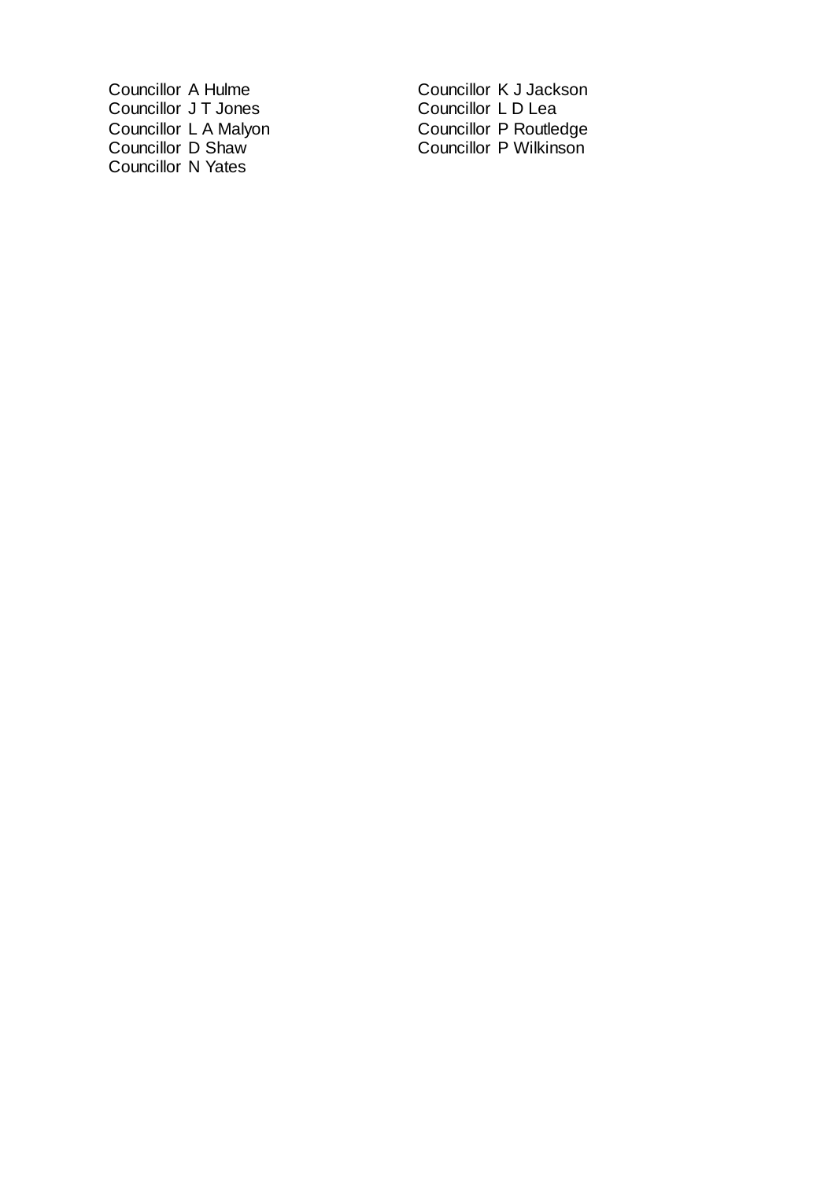Councillor A Hulme
Councillor K J Jackson
Councillor J T Jones
Councillor L D Lea
Councillor L A Malyon
Councillor P Routledge
Councillor D Shaw
Councillor P Wilkinson
Councillor N Yates